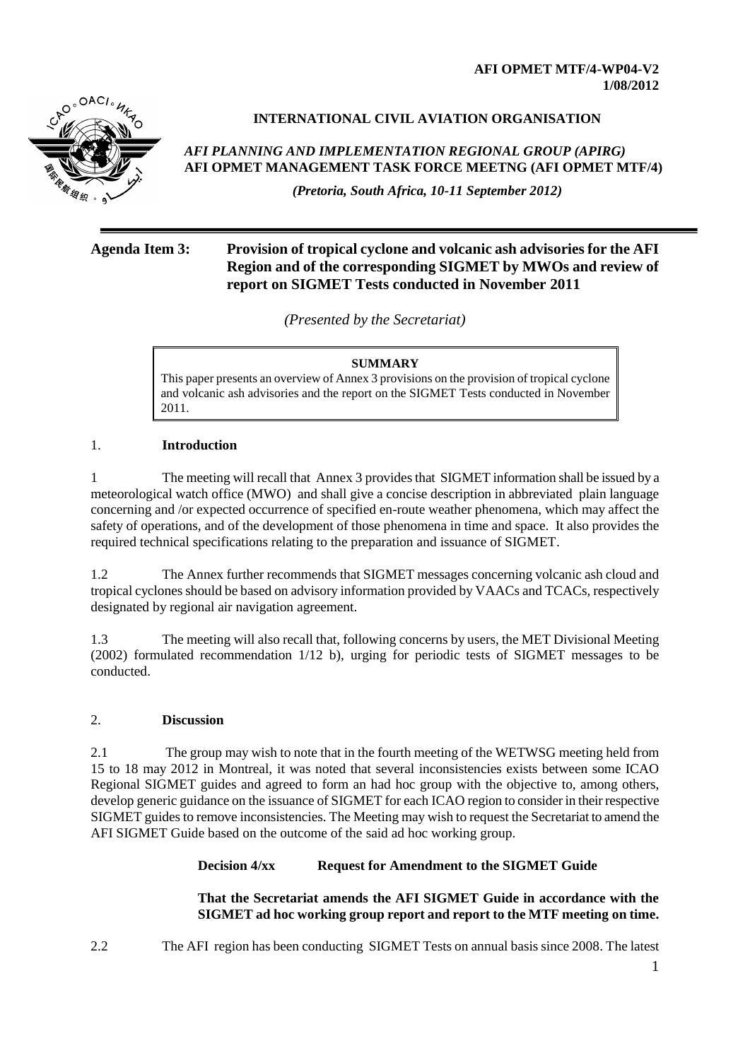**AFI OPMET MTF/4-WP04-V2**
**1/08/2012**

**INTERNATIONAL CIVIL AVIATION ORGANISATION**

***AFI PLANNING AND IMPLEMENTATION REGIONAL GROUP (APIRG)***
**AFI OPMET MANAGEMENT TASK FORCE MEETNG (AFI OPMET MTF/4)**

***(Pretoria, South Africa, 10-11 September 2012)***

---

**Agenda Item 3: Provision of tropical cyclone and volcanic ash advisories for the AFI Region and of the corresponding SIGMET by MWOs and review of report on SIGMET Tests conducted in November 2011**

*(Presented by the Secretariat)*

> **SUMMARY**
> This paper presents an overview of Annex 3 provisions on the provision of tropical cyclone and volcanic ash advisories and the report on the SIGMET Tests conducted in November 2011.

## 1. Introduction

1 The meeting will recall that Annex 3 provides that SIGMET information shall be issued by a meteorological watch office (MWO) and shall give a concise description in abbreviated plain language concerning and /or expected occurrence of specified en-route weather phenomena, which may affect the safety of operations, and of the development of those phenomena in time and space. It also provides the required technical specifications relating to the preparation and issuance of SIGMET.

1.2 The Annex further recommends that SIGMET messages concerning volcanic ash cloud and tropical cyclones should be based on advisory information provided by VAACs and TCACs, respectively designated by regional air navigation agreement.

1.3 The meeting will also recall that, following concerns by users, the MET Divisional Meeting (2002) formulated recommendation 1/12 b), urging for periodic tests of SIGMET messages to be conducted.

## 2. Discussion

2.1 The group may wish to note that in the fourth meeting of the WETWSG meeting held from 15 to 18 may 2012 in Montreal, it was noted that several inconsistencies exists between some ICAO Regional SIGMET guides and agreed to form an had hoc group with the objective to, among others, develop generic guidance on the issuance of SIGMET for each ICAO region to consider in their respective SIGMET guides to remove inconsistencies. The Meeting may wish to request the Secretariat to amend the AFI SIGMET Guide based on the outcome of the said ad hoc working group.

**Decision 4/xx Request for Amendment to the SIGMET Guide**

**That the Secretariat amends the AFI SIGMET Guide in accordance with the SIGMET ad hoc working group report and report to the MTF meeting on time.**

2.2 The AFI region has been conducting SIGMET Tests on annual basis since 2008. The latest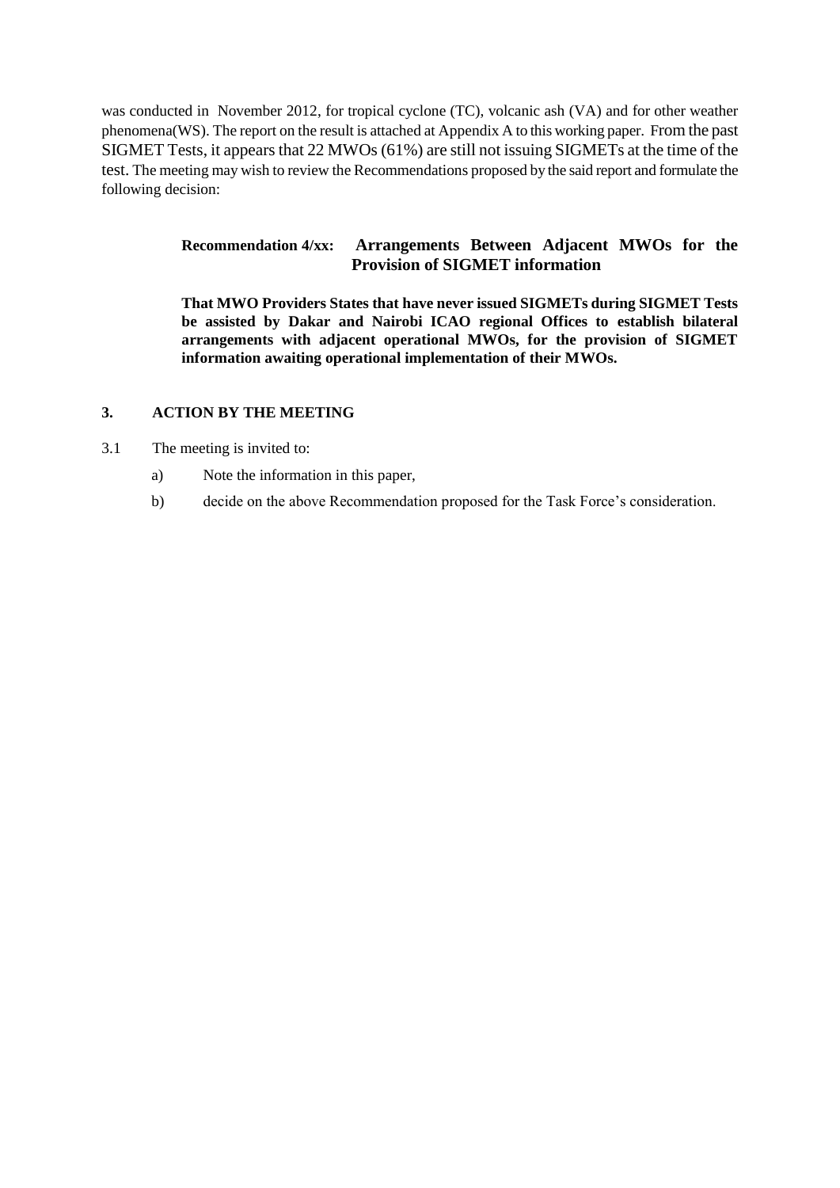was conducted in November 2012, for tropical cyclone (TC), volcanic ash (VA) and for other weather phenomena(WS). The report on the result is attached at Appendix A to this working paper. From the past SIGMET Tests, it appears that 22 MWOs (61%) are still not issuing SIGMETs at the time of the test. The meeting may wish to review the Recommendations proposed by the said report and formulate the following decision:

> **Recommendation 4/xx: Arrangements Between Adjacent MWOs for the Provision of SIGMET information**
>
> **That MWO Providers States that have never issued SIGMETs during SIGMET Tests be assisted by Dakar and Nairobi ICAO regional Offices to establish bilateral arrangements with adjacent operational MWOs, for the provision of SIGMET information awaiting operational implementation of their MWOs.**

## 3. ACTION BY THE MEETING

3.1 The meeting is invited to:

a) Note the information in this paper,

b) decide on the above Recommendation proposed for the Task Force's consideration.